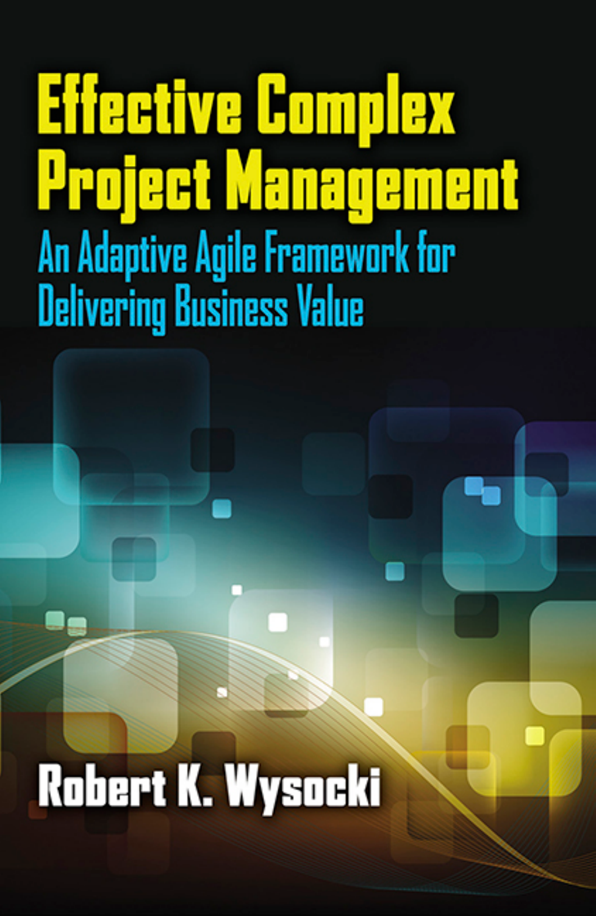# Effective Complex Project Management

## An Adaptive Agile Framework for Delivering Business Value

**Robert K. Wysocki**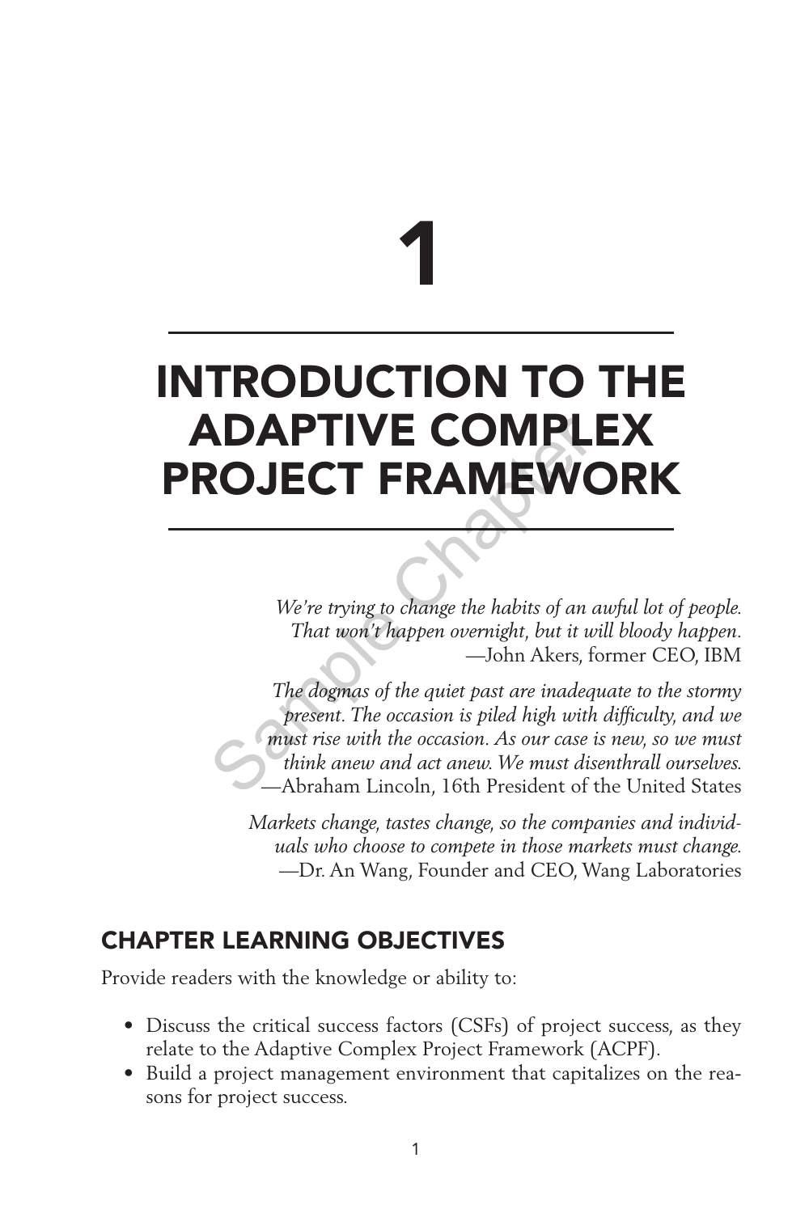# 1

# INTRODUCTION TO THE ADAPTIVE COMPLEX PROJECT FRAMEWORK

*We're trying to change the habits of an awful lot of people. That won't happen overnight, but it will bloody happen.*
—John Akers, former CEO, IBM

*The dogmas of the quiet past are inadequate to the stormy present. The occasion is piled high with difficulty, and we must rise with the occasion. As our case is new, so we must think anew and act anew. We must disenthrall ourselves.*
—Abraham Lincoln, 16th President of the United States

*Markets change, tastes change, so the companies and individuals who choose to compete in those markets must change.*
—Dr. An Wang, Founder and CEO, Wang Laboratories

## CHAPTER LEARNING OBJECTIVES

Provide readers with the knowledge or ability to:

- Discuss the critical success factors (CSFs) of project success, as they relate to the Adaptive Complex Project Framework (ACPF).
- Build a project management environment that capitalizes on the reasons for project success.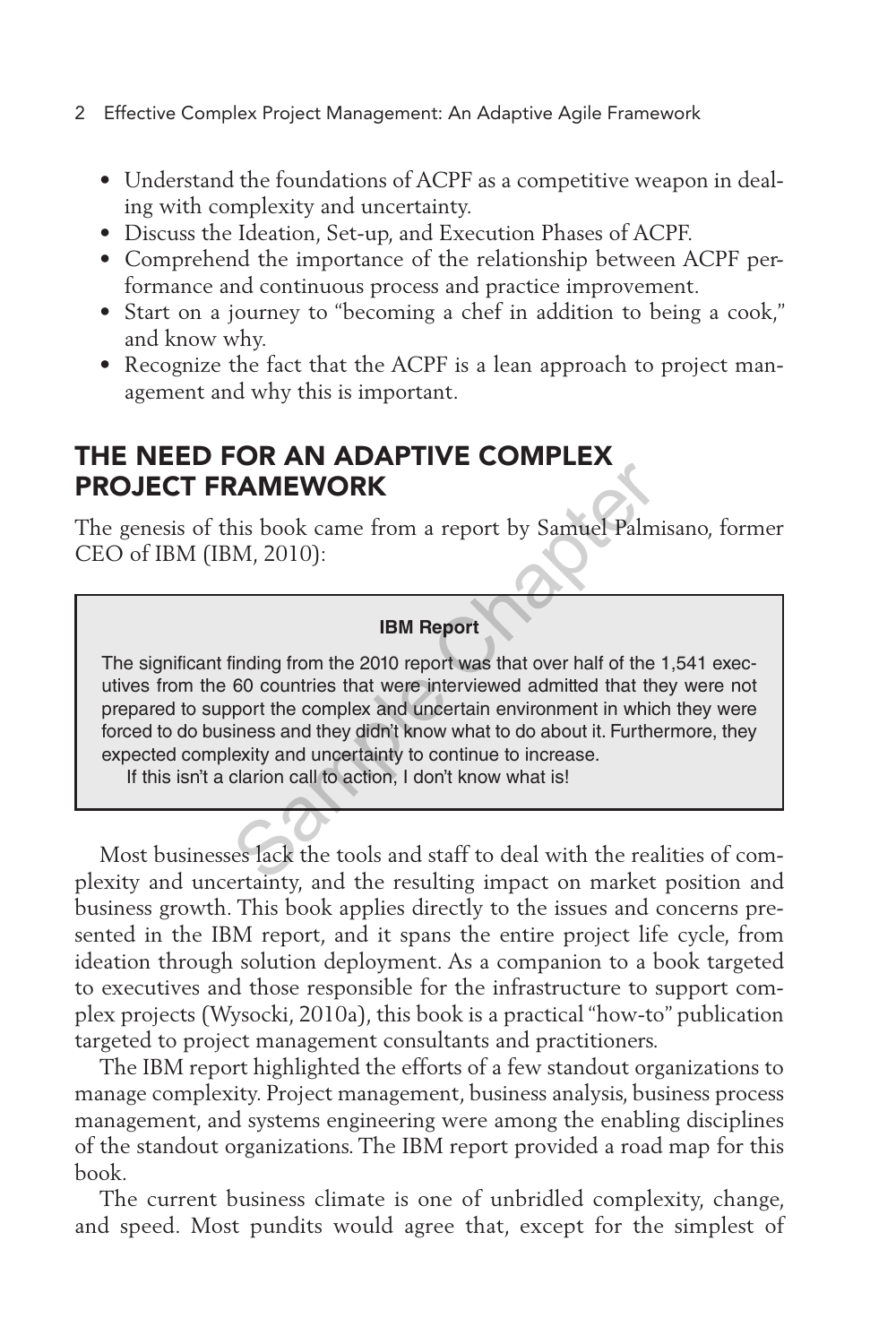- Understand the foundations of ACPF as a competitive weapon in dealing with complexity and uncertainty.
- Discuss the Ideation, Set-up, and Execution Phases of ACPF.
- Comprehend the importance of the relationship between ACPF performance and continuous process and practice improvement.
- Start on a journey to "becoming a chef in addition to being a cook," and know why.
- Recognize the fact that the ACPF is a lean approach to project management and why this is important.

## THE NEED FOR AN ADAPTIVE COMPLEX PROJECT FRAMEWORK

The genesis of this book came from a report by Samuel Palmisano, former CEO of IBM (IBM, 2010):

> **IBM Report**
>
> The significant finding from the 2010 report was that over half of the 1,541 executives from the 60 countries that were interviewed admitted that they were not prepared to support the complex and uncertain environment in which they were forced to do business and they didn't know what to do about it. Furthermore, they expected complexity and uncertainty to continue to increase.
>
> If this isn't a clarion call to action, I don't know what is!

Most businesses lack the tools and staff to deal with the realities of complexity and uncertainty, and the resulting impact on market position and business growth. This book applies directly to the issues and concerns presented in the IBM report, and it spans the entire project life cycle, from ideation through solution deployment. As a companion to a book targeted to executives and those responsible for the infrastructure to support complex projects (Wysocki, 2010a), this book is a practical "how-to" publication targeted to project management consultants and practitioners.

The IBM report highlighted the efforts of a few standout organizations to manage complexity. Project management, business analysis, business process management, and systems engineering were among the enabling disciplines of the standout organizations. The IBM report provided a road map for this book.

The current business climate is one of unbridled complexity, change, and speed. Most pundits would agree that, except for the simplest of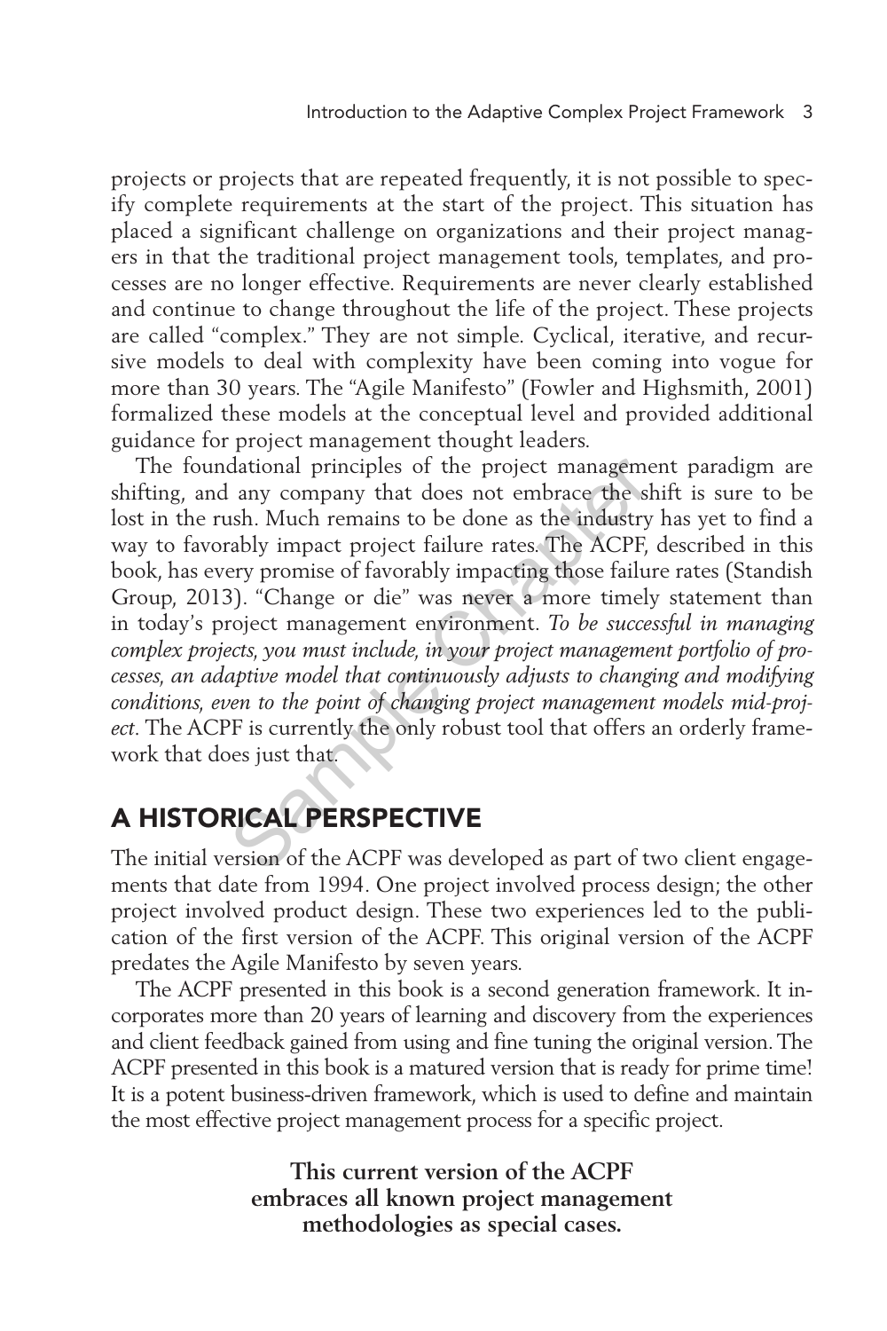projects or projects that are repeated frequently, it is not possible to specify complete requirements at the start of the project. This situation has placed a significant challenge on organizations and their project managers in that the traditional project management tools, templates, and processes are no longer effective. Requirements are never clearly established and continue to change throughout the life of the project. These projects are called "complex." They are not simple. Cyclical, iterative, and recursive models to deal with complexity have been coming into vogue for more than 30 years. The "Agile Manifesto" (Fowler and Highsmith, 2001) formalized these models at the conceptual level and provided additional guidance for project management thought leaders.

The foundational principles of the project management paradigm are shifting, and any company that does not embrace the shift is sure to be lost in the rush. Much remains to be done as the industry has yet to find a way to favorably impact project failure rates. The ACPF, described in this book, has every promise of favorably impacting those failure rates (Standish Group, 2013). "Change or die" was never a more timely statement than in today's project management environment. *To be successful in managing complex projects, you must include, in your project management portfolio of processes, an adaptive model that continuously adjusts to changing and modifying conditions, even to the point of changing project management models mid-project*. The ACPF is currently the only robust tool that offers an orderly framework that does just that.

## A HISTORICAL PERSPECTIVE

The initial version of the ACPF was developed as part of two client engagements that date from 1994. One project involved process design; the other project involved product design. These two experiences led to the publication of the first version of the ACPF. This original version of the ACPF predates the Agile Manifesto by seven years.

The ACPF presented in this book is a second generation framework. It incorporates more than 20 years of learning and discovery from the experiences and client feedback gained from using and fine tuning the original version. The ACPF presented in this book is a matured version that is ready for prime time! It is a potent business-driven framework, which is used to define and maintain the most effective project management process for a specific project.

**This current version of the ACPF embraces all known project management methodologies as special cases.**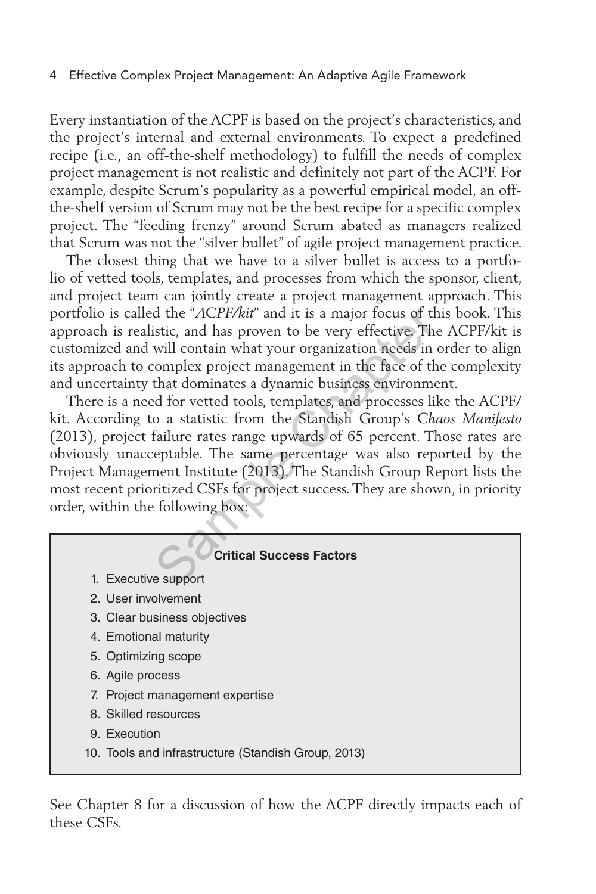Every instantiation of the ACPF is based on the project's characteristics, and the project's internal and external environments. To expect a predefined recipe (i.e., an off-the-shelf methodology) to fulfill the needs of complex project management is not realistic and definitely not part of the ACPF. For example, despite Scrum's popularity as a powerful empirical model, an off-the-shelf version of Scrum may not be the best recipe for a specific complex project. The "feeding frenzy" around Scrum abated as managers realized that Scrum was not the "silver bullet" of agile project management practice.

The closest thing that we have to a silver bullet is access to a portfolio of vetted tools, templates, and processes from which the sponsor, client, and project team can jointly create a project management approach. This portfolio is called the "*ACPF/kit*" and it is a major focus of this book. This approach is realistic, and has proven to be very effective. The ACPF/kit is customized and will contain what your organization needs in order to align its approach to complex project management in the face of the complexity and uncertainty that dominates a dynamic business environment.

There is a need for vetted tools, templates, and processes like the ACPF/kit. According to a statistic from the Standish Group's *Chaos Manifesto* (2013), project failure rates range upwards of 65 percent. Those rates are obviously unacceptable. The same percentage was also reported by the Project Management Institute (2013). The Standish Group Report lists the most recent prioritized CSFs for project success. They are shown, in priority order, within the following box:

**Critical Success Factors**

1. Executive support
2. User involvement
3. Clear business objectives
4. Emotional maturity
5. Optimizing scope
6. Agile process
7. Project management expertise
8. Skilled resources
9. Execution
10. Tools and infrastructure (Standish Group, 2013)

See Chapter 8 for a discussion of how the ACPF directly impacts each of these CSFs.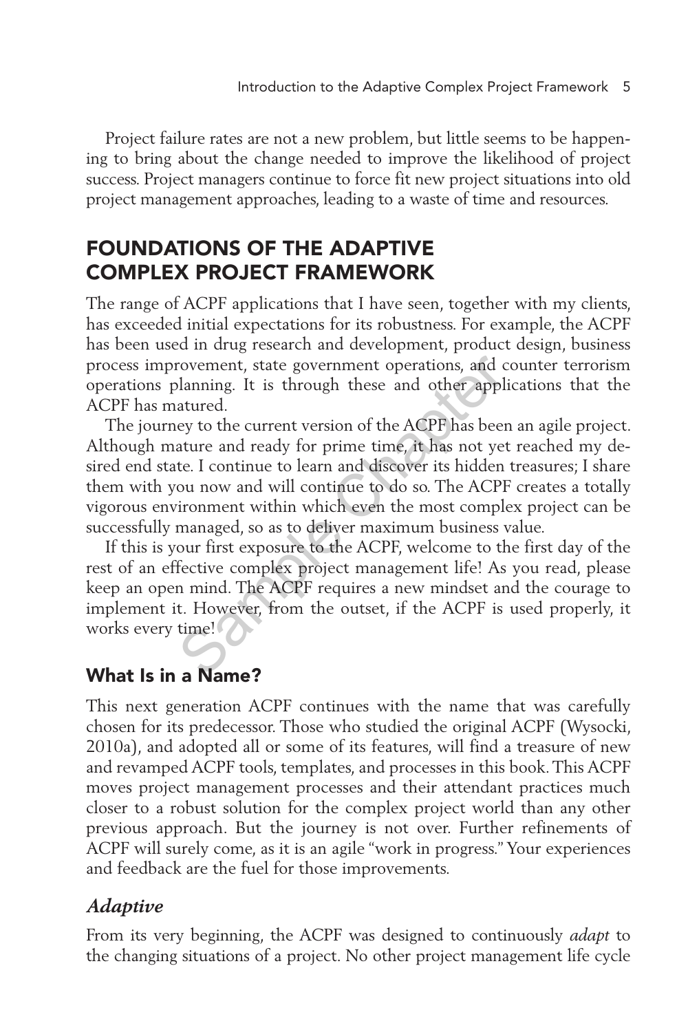Project failure rates are not a new problem, but little seems to be happening to bring about the change needed to improve the likelihood of project success. Project managers continue to force fit new project situations into old project management approaches, leading to a waste of time and resources.

## FOUNDATIONS OF THE ADAPTIVE COMPLEX PROJECT FRAMEWORK

The range of ACPF applications that I have seen, together with my clients, has exceeded initial expectations for its robustness. For example, the ACPF has been used in drug research and development, product design, business process improvement, state government operations, and counter terrorism operations planning. It is through these and other applications that the ACPF has matured.

The journey to the current version of the ACPF has been an agile project. Although mature and ready for prime time, it has not yet reached my desired end state. I continue to learn and discover its hidden treasures; I share them with you now and will continue to do so. The ACPF creates a totally vigorous environment within which even the most complex project can be successfully managed, so as to deliver maximum business value.

If this is your first exposure to the ACPF, welcome to the first day of the rest of an effective complex project management life! As you read, please keep an open mind. The ACPF requires a new mindset and the courage to implement it. However, from the outset, if the ACPF is used properly, it works every time!

### What Is in a Name?

This next generation ACPF continues with the name that was carefully chosen for its predecessor. Those who studied the original ACPF (Wysocki, 2010a), and adopted all or some of its features, will find a treasure of new and revamped ACPF tools, templates, and processes in this book. This ACPF moves project management processes and their attendant practices much closer to a robust solution for the complex project world than any other previous approach. But the journey is not over. Further refinements of ACPF will surely come, as it is an agile "work in progress." Your experiences and feedback are the fuel for those improvements.

#### *Adaptive*

From its very beginning, the ACPF was designed to continuously *adapt* to the changing situations of a project. No other project management life cycle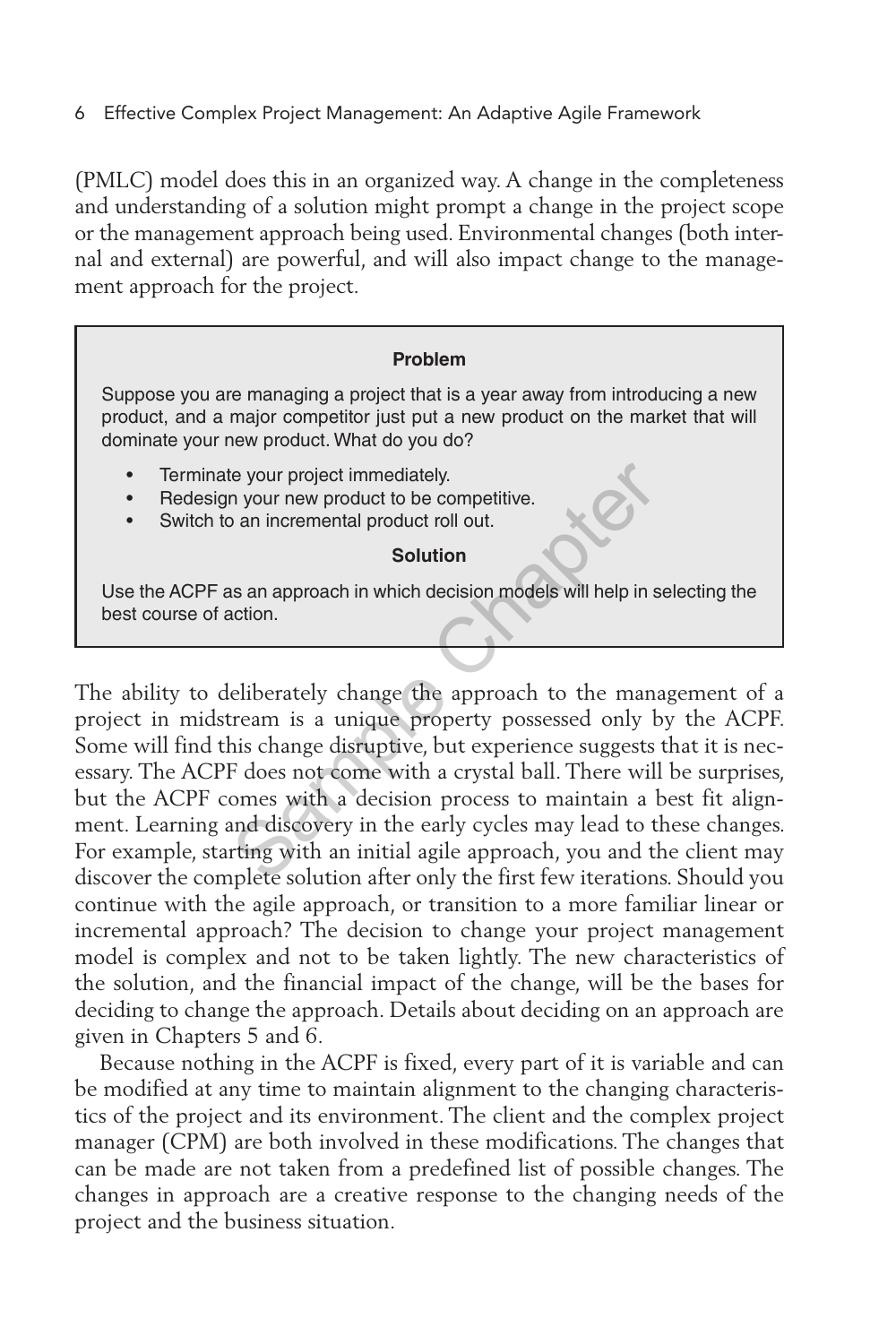(PMLC) model does this in an organized way. A change in the completeness and understanding of a solution might prompt a change in the project scope or the management approach being used. Environmental changes (both internal and external) are powerful, and will also impact change to the management approach for the project.

> **Problem**
>
> Suppose you are managing a project that is a year away from introducing a new product, and a major competitor just put a new product on the market that will dominate your new product. What do you do?
>
> - Terminate your project immediately.
> - Redesign your new product to be competitive.
> - Switch to an incremental product roll out.
>
> **Solution**
>
> Use the ACPF as an approach in which decision models will help in selecting the best course of action.

The ability to deliberately change the approach to the management of a project in midstream is a unique property possessed only by the ACPF. Some will find this change disruptive, but experience suggests that it is necessary. The ACPF does not come with a crystal ball. There will be surprises, but the ACPF comes with a decision process to maintain a best fit alignment. Learning and discovery in the early cycles may lead to these changes. For example, starting with an initial agile approach, you and the client may discover the complete solution after only the first few iterations. Should you continue with the agile approach, or transition to a more familiar linear or incremental approach? The decision to change your project management model is complex and not to be taken lightly. The new characteristics of the solution, and the financial impact of the change, will be the bases for deciding to change the approach. Details about deciding on an approach are given in Chapters 5 and 6.

Because nothing in the ACPF is fixed, every part of it is variable and can be modified at any time to maintain alignment to the changing characteristics of the project and its environment. The client and the complex project manager (CPM) are both involved in these modifications. The changes that can be made are not taken from a predefined list of possible changes. The changes in approach are a creative response to the changing needs of the project and the business situation.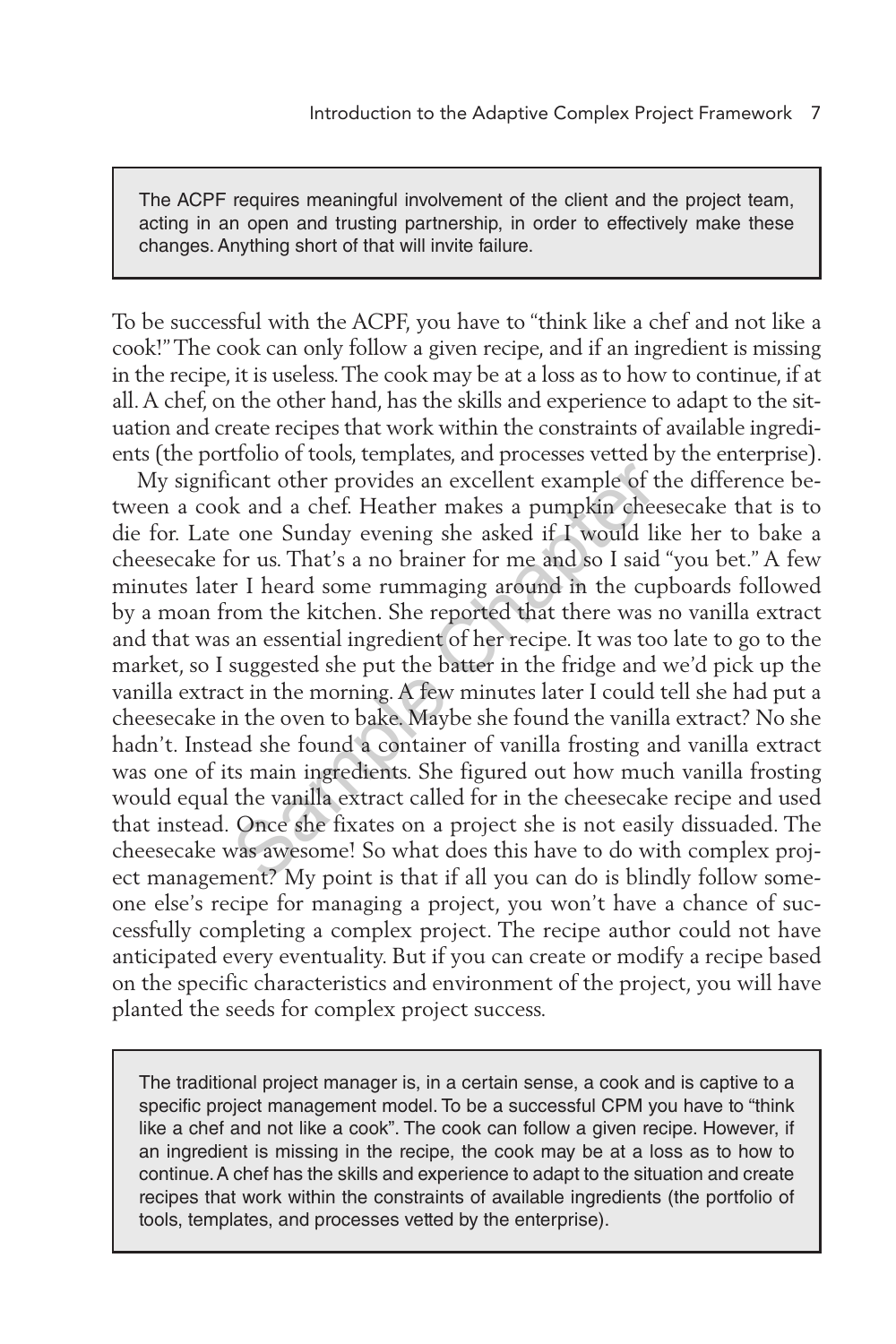> The ACPF requires meaningful involvement of the client and the project team, acting in an open and trusting partnership, in order to effectively make these changes. Anything short of that will invite failure.

To be successful with the ACPF, you have to "think like a chef and not like a cook!" The cook can only follow a given recipe, and if an ingredient is missing in the recipe, it is useless. The cook may be at a loss as to how to continue, if at all. A chef, on the other hand, has the skills and experience to adapt to the situation and create recipes that work within the constraints of available ingredients (the portfolio of tools, templates, and processes vetted by the enterprise).

My significant other provides an excellent example of the difference between a cook and a chef. Heather makes a pumpkin cheesecake that is to die for. Late one Sunday evening she asked if I would like her to bake a cheesecake for us. That's a no brainer for me and so I said "you bet." A few minutes later I heard some rummaging around in the cupboards followed by a moan from the kitchen. She reported that there was no vanilla extract and that was an essential ingredient of her recipe. It was too late to go to the market, so I suggested she put the batter in the fridge and we'd pick up the vanilla extract in the morning. A few minutes later I could tell she had put a cheesecake in the oven to bake. Maybe she found the vanilla extract? No she hadn't. Instead she found a container of vanilla frosting and vanilla extract was one of its main ingredients. She figured out how much vanilla frosting would equal the vanilla extract called for in the cheesecake recipe and used that instead. Once she fixates on a project she is not easily dissuaded. The cheesecake was awesome! So what does this have to do with complex project management? My point is that if all you can do is blindly follow someone else's recipe for managing a project, you won't have a chance of successfully completing a complex project. The recipe author could not have anticipated every eventuality. But if you can create or modify a recipe based on the specific characteristics and environment of the project, you will have planted the seeds for complex project success.

> The traditional project manager is, in a certain sense, a cook and is captive to a specific project management model. To be a successful CPM you have to "think like a chef and not like a cook". The cook can follow a given recipe. However, if an ingredient is missing in the recipe, the cook may be at a loss as to how to continue. A chef has the skills and experience to adapt to the situation and create recipes that work within the constraints of available ingredients (the portfolio of tools, templates, and processes vetted by the enterprise).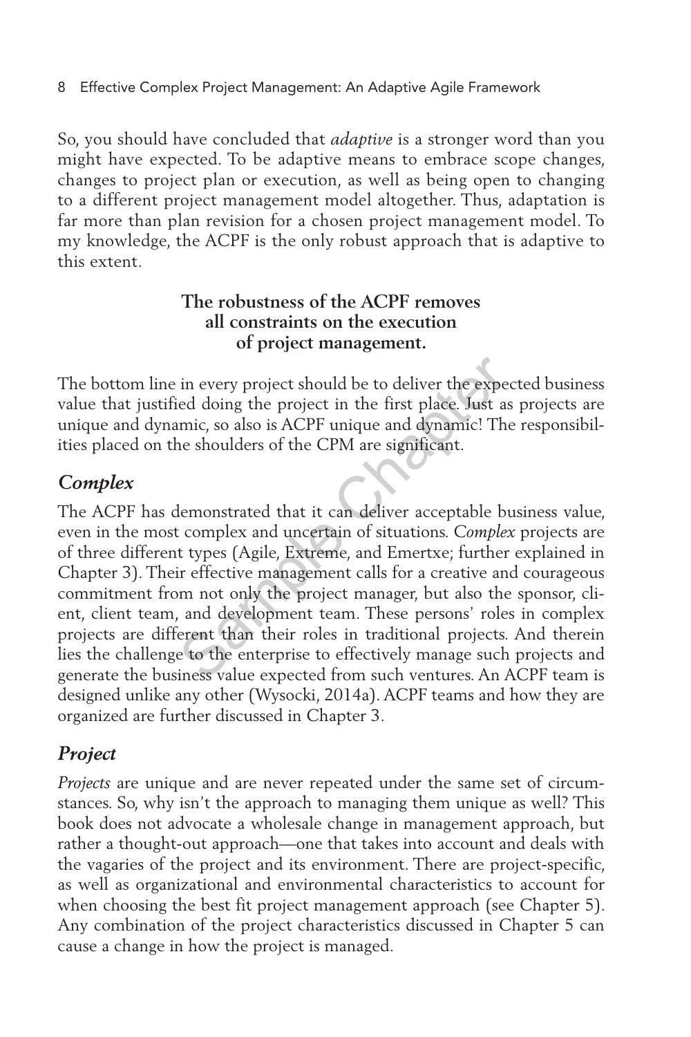So, you should have concluded that *adaptive* is a stronger word than you might have expected. To be adaptive means to embrace scope changes, changes to project plan or execution, as well as being open to changing to a different project management model altogether. Thus, adaptation is far more than plan revision for a chosen project management model. To my knowledge, the ACPF is the only robust approach that is adaptive to this extent.

**The robustness of the ACPF removes all constraints on the execution of project management.**

The bottom line in every project should be to deliver the expected business value that justified doing the project in the first place. Just as projects are unique and dynamic, so also is ACPF unique and dynamic! The responsibilities placed on the shoulders of the CPM are significant.

## *Complex*

The ACPF has demonstrated that it can deliver acceptable business value, even in the most complex and uncertain of situations. *Complex* projects are of three different types (Agile, Extreme, and Emertxe; further explained in Chapter 3). Their effective management calls for a creative and courageous commitment from not only the project manager, but also the sponsor, client, client team, and development team. These persons' roles in complex projects are different than their roles in traditional projects. And therein lies the challenge to the enterprise to effectively manage such projects and generate the business value expected from such ventures. An ACPF team is designed unlike any other (Wysocki, 2014a). ACPF teams and how they are organized are further discussed in Chapter 3.

## *Project*

*Projects* are unique and are never repeated under the same set of circumstances. So, why isn't the approach to managing them unique as well? This book does not advocate a wholesale change in management approach, but rather a thought-out approach—one that takes into account and deals with the vagaries of the project and its environment. There are project-specific, as well as organizational and environmental characteristics to account for when choosing the best fit project management approach (see Chapter 5). Any combination of the project characteristics discussed in Chapter 5 can cause a change in how the project is managed.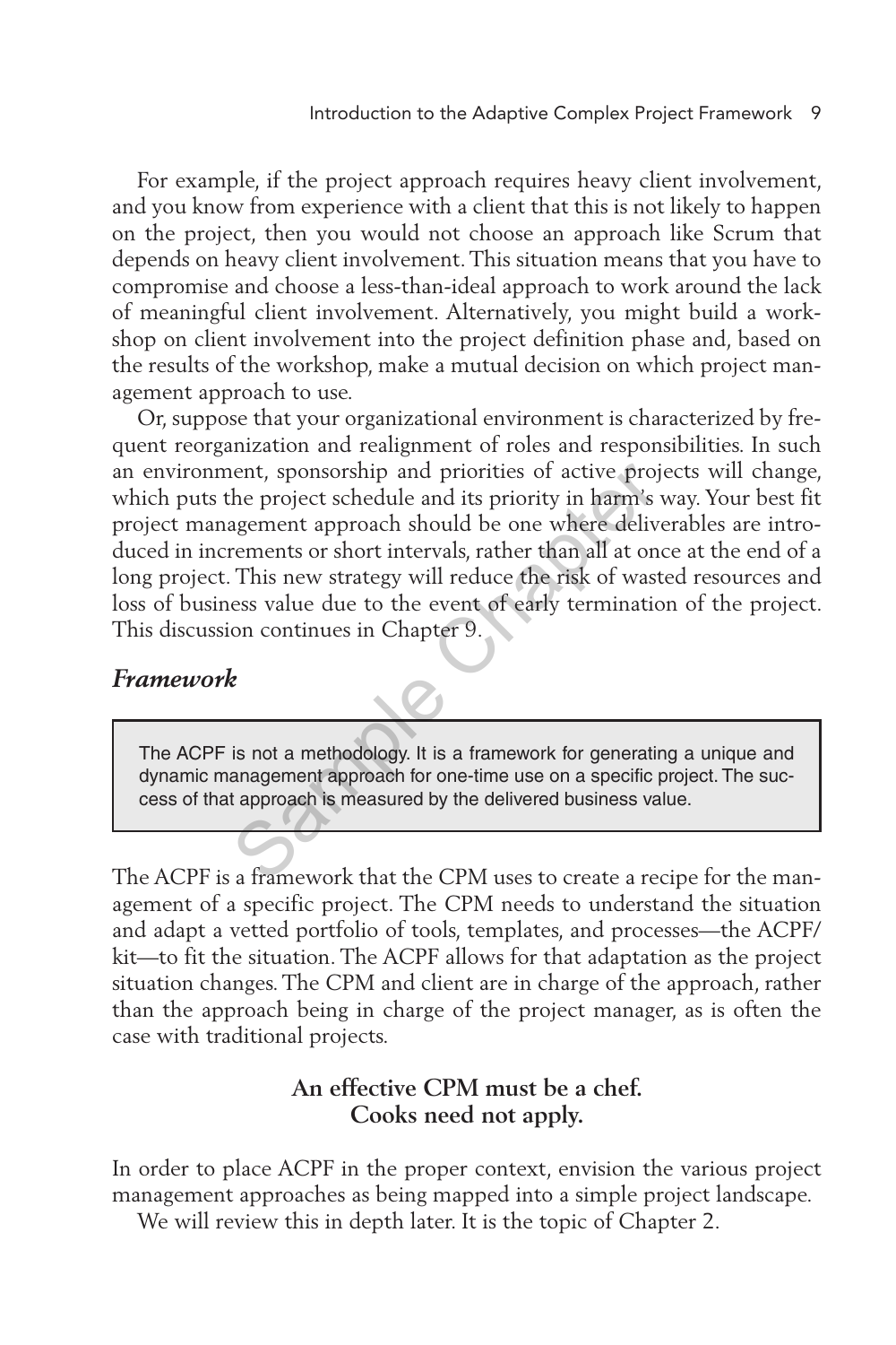For example, if the project approach requires heavy client involvement, and you know from experience with a client that this is not likely to happen on the project, then you would not choose an approach like Scrum that depends on heavy client involvement. This situation means that you have to compromise and choose a less-than-ideal approach to work around the lack of meaningful client involvement. Alternatively, you might build a workshop on client involvement into the project definition phase and, based on the results of the workshop, make a mutual decision on which project management approach to use.

Or, suppose that your organizational environment is characterized by frequent reorganization and realignment of roles and responsibilities. In such an environment, sponsorship and priorities of active projects will change, which puts the project schedule and its priority in harm's way. Your best fit project management approach should be one where deliverables are introduced in increments or short intervals, rather than all at once at the end of a long project. This new strategy will reduce the risk of wasted resources and loss of business value due to the event of early termination of the project. This discussion continues in Chapter 9.

## *Framework*

> The ACPF is not a methodology. It is a framework for generating a unique and dynamic management approach for one-time use on a specific project. The success of that approach is measured by the delivered business value.

The ACPF is a framework that the CPM uses to create a recipe for the management of a specific project. The CPM needs to understand the situation and adapt a vetted portfolio of tools, templates, and processes—the ACPF/kit—to fit the situation. The ACPF allows for that adaptation as the project situation changes. The CPM and client are in charge of the approach, rather than the approach being in charge of the project manager, as is often the case with traditional projects.

**An effective CPM must be a chef.**
**Cooks need not apply.**

In order to place ACPF in the proper context, envision the various project management approaches as being mapped into a simple project landscape.

We will review this in depth later. It is the topic of Chapter 2.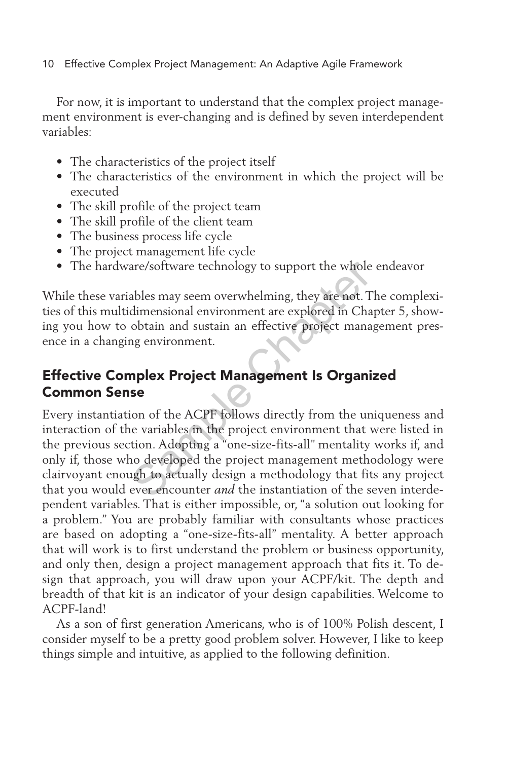For now, it is important to understand that the complex project management environment is ever-changing and is defined by seven interdependent variables:

- The characteristics of the project itself
- The characteristics of the environment in which the project will be executed
- The skill profile of the project team
- The skill profile of the client team
- The business process life cycle
- The project management life cycle
- The hardware/software technology to support the whole endeavor

While these variables may seem overwhelming, they are not. The complexities of this multidimensional environment are explored in Chapter 5, showing you how to obtain and sustain an effective project management presence in a changing environment.

## Effective Complex Project Management Is Organized Common Sense

Every instantiation of the ACPF follows directly from the uniqueness and interaction of the variables in the project environment that were listed in the previous section. Adopting a "one-size-fits-all" mentality works if, and only if, those who developed the project management methodology were clairvoyant enough to actually design a methodology that fits any project that you would ever encounter *and* the instantiation of the seven interdependent variables. That is either impossible, or, "a solution out looking for a problem." You are probably familiar with consultants whose practices are based on adopting a "one-size-fits-all" mentality. A better approach that will work is to first understand the problem or business opportunity, and only then, design a project management approach that fits it. To design that approach, you will draw upon your ACPF/kit. The depth and breadth of that kit is an indicator of your design capabilities. Welcome to ACPF-land!

As a son of first generation Americans, who is of 100% Polish descent, I consider myself to be a pretty good problem solver. However, I like to keep things simple and intuitive, as applied to the following definition.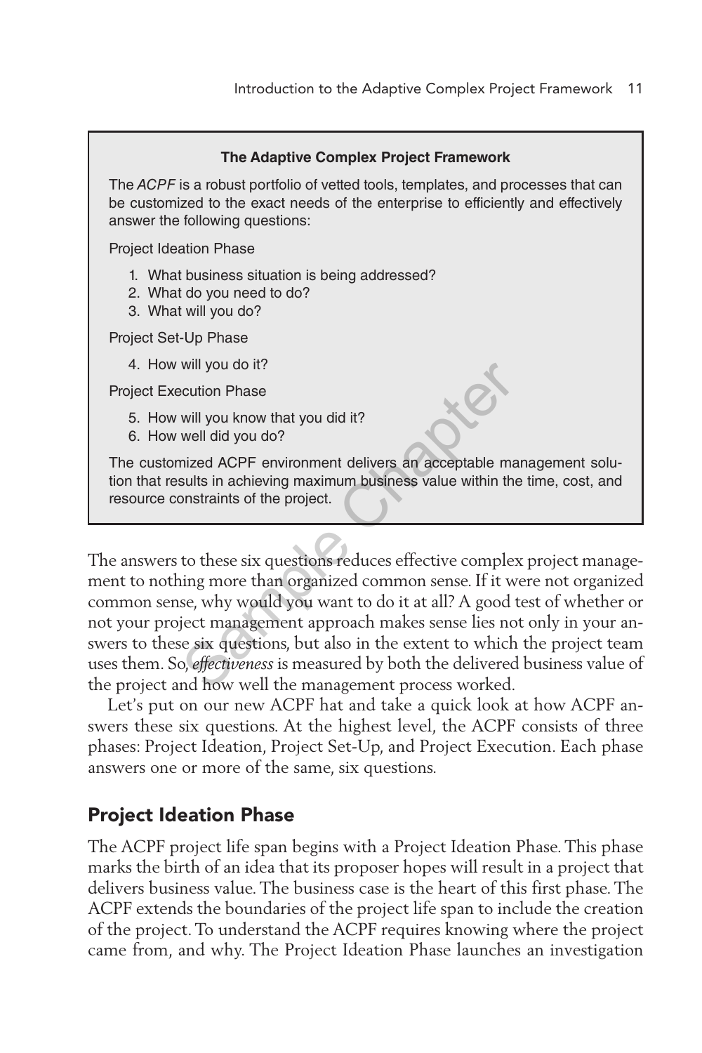> **The Adaptive Complex Project Framework**
>
> The *ACPF* is a robust portfolio of vetted tools, templates, and processes that can be customized to the exact needs of the enterprise to efficiently and effectively answer the following questions:
>
> Project Ideation Phase
>
> 1. What business situation is being addressed?
> 2. What do you need to do?
> 3. What will you do?
>
> Project Set-Up Phase
>
> 4. How will you do it?
>
> Project Execution Phase
>
> 5. How will you know that you did it?
> 6. How well did you do?
>
> The customized ACPF environment delivers an acceptable management solution that results in achieving maximum business value within the time, cost, and resource constraints of the project.

The answers to these six questions reduces effective complex project management to nothing more than organized common sense. If it were not organized common sense, why would you want to do it at all? A good test of whether or not your project management approach makes sense lies not only in your answers to these six questions, but also in the extent to which the project team uses them. So, *effectiveness* is measured by both the delivered business value of the project and how well the management process worked.

Let's put on our new ACPF hat and take a quick look at how ACPF answers these six questions. At the highest level, the ACPF consists of three phases: Project Ideation, Project Set-Up, and Project Execution. Each phase answers one or more of the same, six questions.

## Project Ideation Phase

The ACPF project life span begins with a Project Ideation Phase. This phase marks the birth of an idea that its proposer hopes will result in a project that delivers business value. The business case is the heart of this first phase. The ACPF extends the boundaries of the project life span to include the creation of the project. To understand the ACPF requires knowing where the project came from, and why. The Project Ideation Phase launches an investigation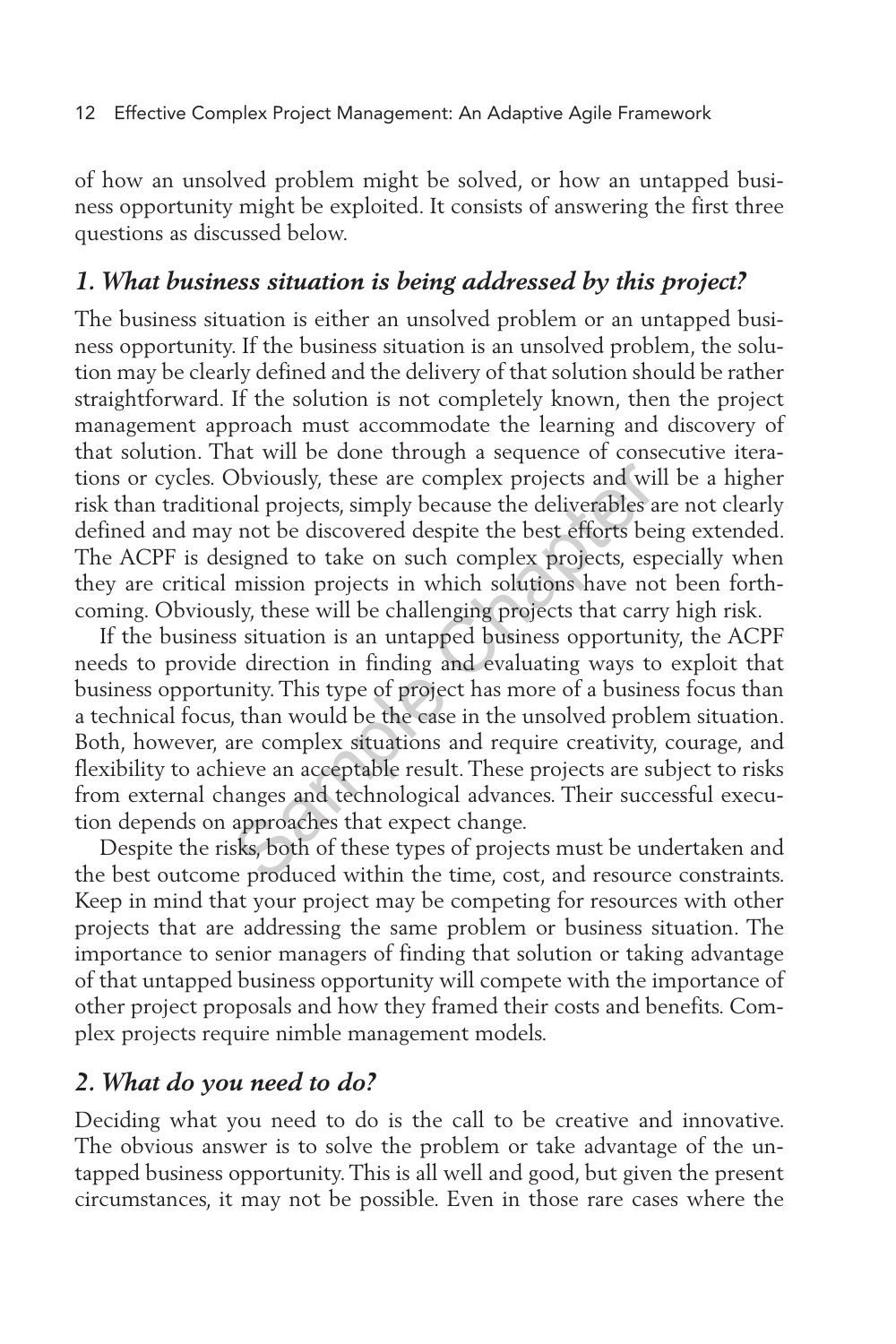of how an unsolved problem might be solved, or how an untapped business opportunity might be exploited. It consists of answering the first three questions as discussed below.

## *1. What business situation is being addressed by this project?*

The business situation is either an unsolved problem or an untapped business opportunity. If the business situation is an unsolved problem, the solution may be clearly defined and the delivery of that solution should be rather straightforward. If the solution is not completely known, then the project management approach must accommodate the learning and discovery of that solution. That will be done through a sequence of consecutive iterations or cycles. Obviously, these are complex projects and will be a higher risk than traditional projects, simply because the deliverables are not clearly defined and may not be discovered despite the best efforts being extended. The ACPF is designed to take on such complex projects, especially when they are critical mission projects in which solutions have not been forthcoming. Obviously, these will be challenging projects that carry high risk.

If the business situation is an untapped business opportunity, the ACPF needs to provide direction in finding and evaluating ways to exploit that business opportunity. This type of project has more of a business focus than a technical focus, than would be the case in the unsolved problem situation. Both, however, are complex situations and require creativity, courage, and flexibility to achieve an acceptable result. These projects are subject to risks from external changes and technological advances. Their successful execution depends on approaches that expect change.

Despite the risks, both of these types of projects must be undertaken and the best outcome produced within the time, cost, and resource constraints. Keep in mind that your project may be competing for resources with other projects that are addressing the same problem or business situation. The importance to senior managers of finding that solution or taking advantage of that untapped business opportunity will compete with the importance of other project proposals and how they framed their costs and benefits. Complex projects require nimble management models.

## *2. What do you need to do?*

Deciding what you need to do is the call to be creative and innovative. The obvious answer is to solve the problem or take advantage of the untapped business opportunity. This is all well and good, but given the present circumstances, it may not be possible. Even in those rare cases where the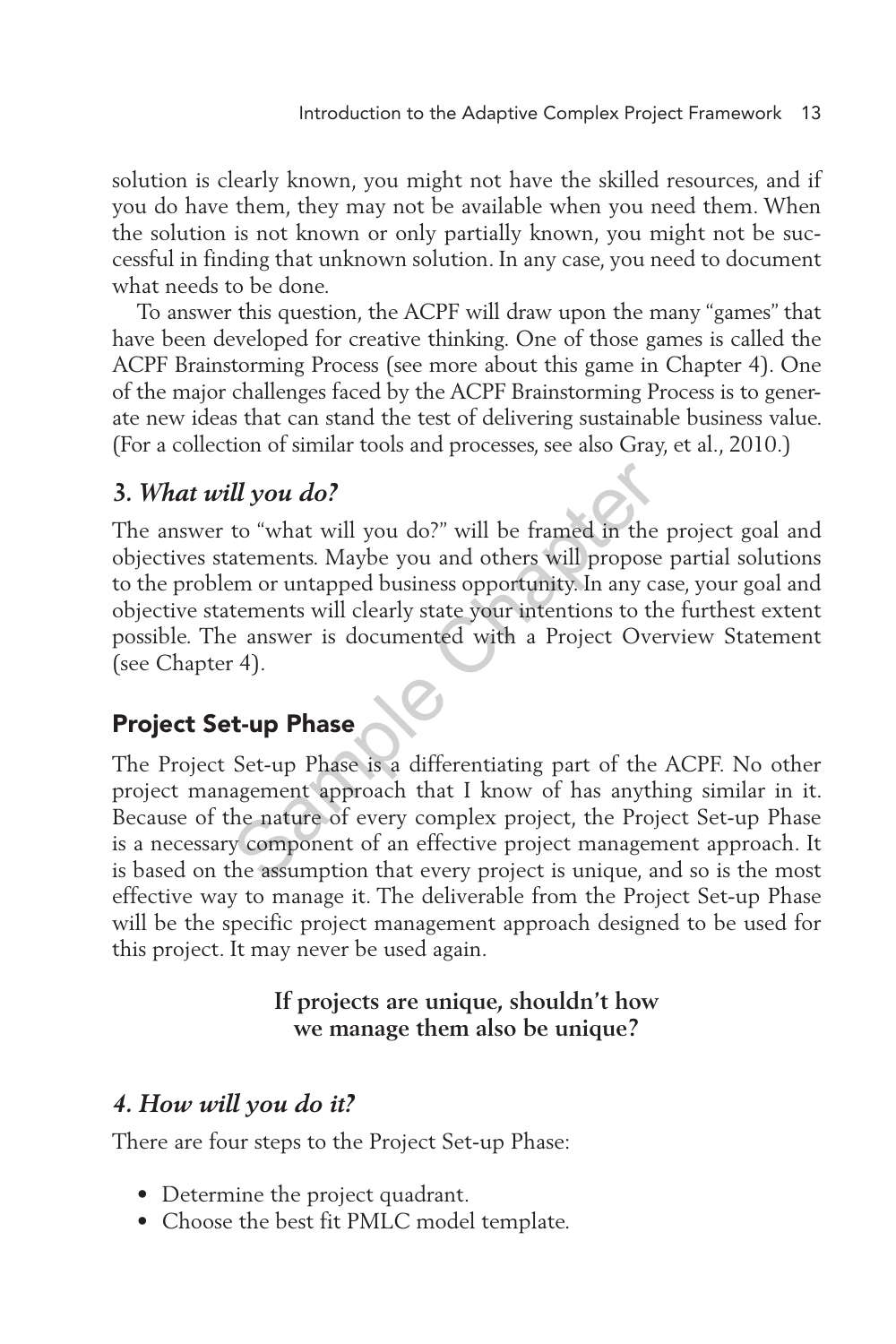solution is clearly known, you might not have the skilled resources, and if you do have them, they may not be available when you need them. When the solution is not known or only partially known, you might not be successful in finding that unknown solution. In any case, you need to document what needs to be done.

To answer this question, the ACPF will draw upon the many "games" that have been developed for creative thinking. One of those games is called the ACPF Brainstorming Process (see more about this game in Chapter 4). One of the major challenges faced by the ACPF Brainstorming Process is to generate new ideas that can stand the test of delivering sustainable business value. (For a collection of similar tools and processes, see also Gray, et al., 2010.)

### *3. What will you do?*

The answer to "what will you do?" will be framed in the project goal and objectives statements. Maybe you and others will propose partial solutions to the problem or untapped business opportunity. In any case, your goal and objective statements will clearly state your intentions to the furthest extent possible. The answer is documented with a Project Overview Statement (see Chapter 4).

## Project Set-up Phase

The Project Set-up Phase is a differentiating part of the ACPF. No other project management approach that I know of has anything similar in it. Because of the nature of every complex project, the Project Set-up Phase is a necessary component of an effective project management approach. It is based on the assumption that every project is unique, and so is the most effective way to manage it. The deliverable from the Project Set-up Phase will be the specific project management approach designed to be used for this project. It may never be used again.

**If projects are unique, shouldn't how we manage them also be unique?**

### *4. How will you do it?*

There are four steps to the Project Set-up Phase:

- Determine the project quadrant.
- Choose the best fit PMLC model template.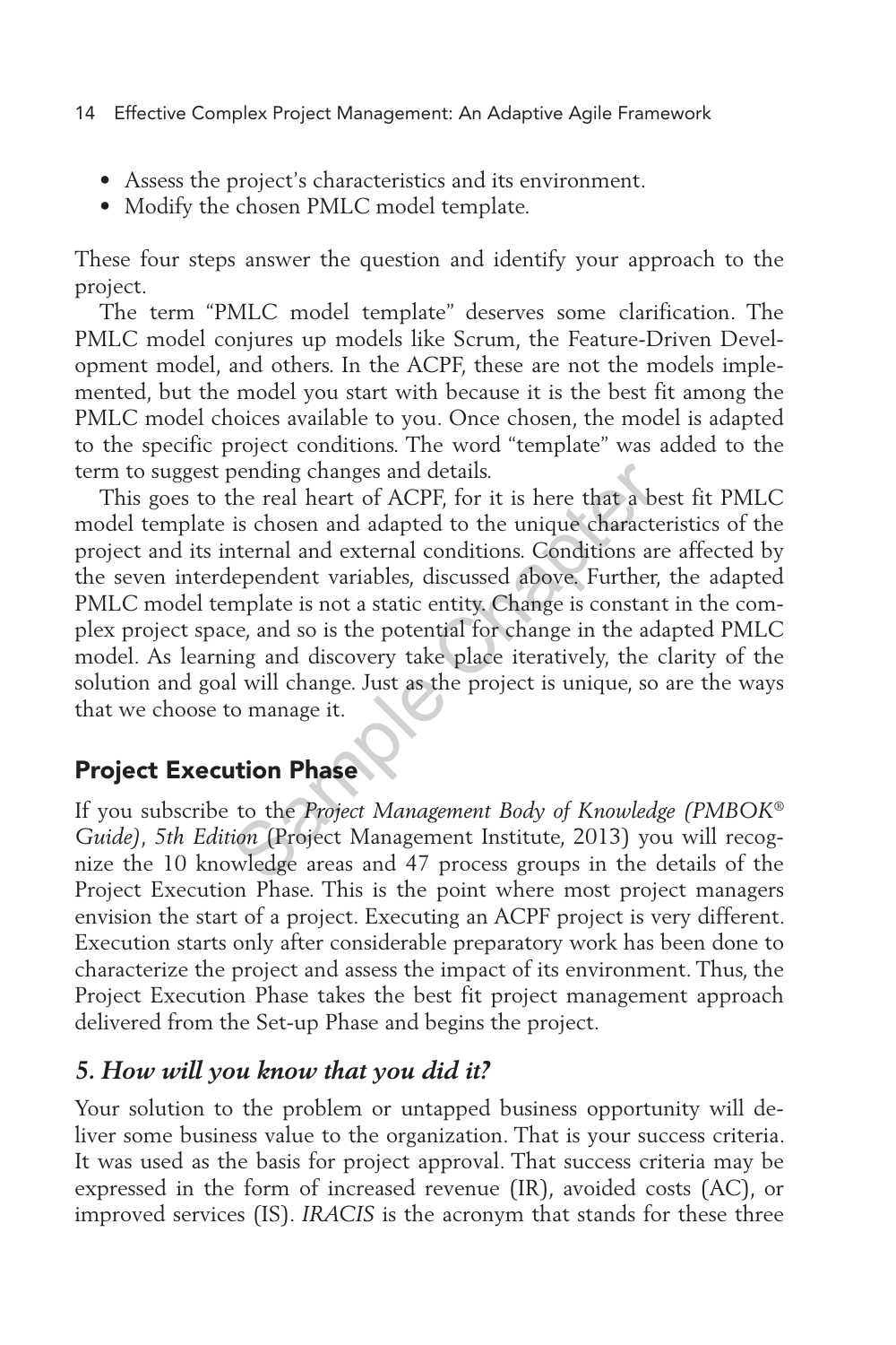- Assess the project's characteristics and its environment.
- Modify the chosen PMLC model template.

These four steps answer the question and identify your approach to the project.

The term "PMLC model template" deserves some clarification. The PMLC model conjures up models like Scrum, the Feature-Driven Development model, and others. In the ACPF, these are not the models implemented, but the model you start with because it is the best fit among the PMLC model choices available to you. Once chosen, the model is adapted to the specific project conditions. The word "template" was added to the term to suggest pending changes and details.

This goes to the real heart of ACPF, for it is here that a best fit PMLC model template is chosen and adapted to the unique characteristics of the project and its internal and external conditions. Conditions are affected by the seven interdependent variables, discussed above. Further, the adapted PMLC model template is not a static entity. Change is constant in the complex project space, and so is the potential for change in the adapted PMLC model. As learning and discovery take place iteratively, the clarity of the solution and goal will change. Just as the project is unique, so are the ways that we choose to manage it.

## Project Execution Phase

If you subscribe to the *Project Management Body of Knowledge (PMBOK® Guide), 5th Edition* (Project Management Institute, 2013) you will recognize the 10 knowledge areas and 47 process groups in the details of the Project Execution Phase. This is the point where most project managers envision the start of a project. Executing an ACPF project is very different. Execution starts only after considerable preparatory work has been done to characterize the project and assess the impact of its environment. Thus, the Project Execution Phase takes the best fit project management approach delivered from the Set-up Phase and begins the project.

### *5. How will you know that you did it?*

Your solution to the problem or untapped business opportunity will deliver some business value to the organization. That is your success criteria. It was used as the basis for project approval. That success criteria may be expressed in the form of increased revenue (IR), avoided costs (AC), or improved services (IS). *IRACIS* is the acronym that stands for these three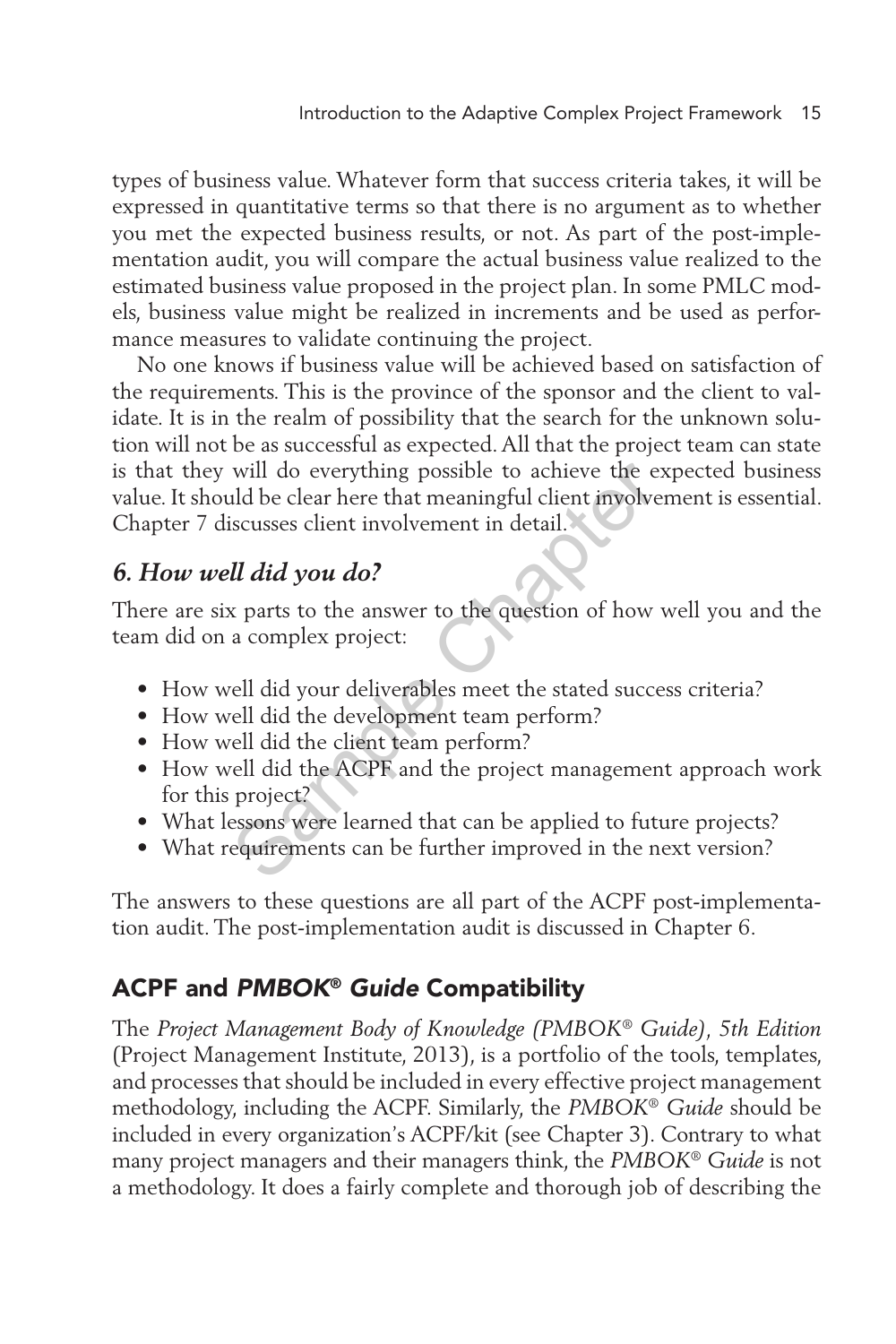types of business value. Whatever form that success criteria takes, it will be expressed in quantitative terms so that there is no argument as to whether you met the expected business results, or not. As part of the post-implementation audit, you will compare the actual business value realized to the estimated business value proposed in the project plan. In some PMLC models, business value might be realized in increments and be used as performance measures to validate continuing the project.

No one knows if business value will be achieved based on satisfaction of the requirements. This is the province of the sponsor and the client to validate. It is in the realm of possibility that the search for the unknown solution will not be as successful as expected. All that the project team can state is that they will do everything possible to achieve the expected business value. It should be clear here that meaningful client involvement is essential. Chapter 7 discusses client involvement in detail.

### *6. How well did you do?*

There are six parts to the answer to the question of how well you and the team did on a complex project:

- How well did your deliverables meet the stated success criteria?
- How well did the development team perform?
- How well did the client team perform?
- How well did the ACPF and the project management approach work for this project?
- What lessons were learned that can be applied to future projects?
- What requirements can be further improved in the next version?

The answers to these questions are all part of the ACPF post-implementation audit. The post-implementation audit is discussed in Chapter 6.

## ACPF and *PMBOK® Guide* Compatibility

The *Project Management Body of Knowledge (PMBOK® Guide)*, *5th Edition* (Project Management Institute, 2013), is a portfolio of the tools, templates, and processes that should be included in every effective project management methodology, including the ACPF. Similarly, the *PMBOK® Guide* should be included in every organization's ACPF/kit (see Chapter 3). Contrary to what many project managers and their managers think, the *PMBOK® Guide* is not a methodology. It does a fairly complete and thorough job of describing the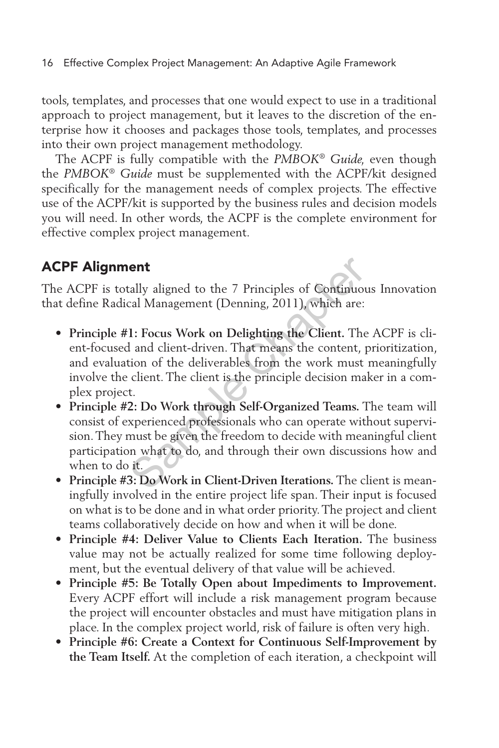tools, templates, and processes that one would expect to use in a traditional approach to project management, but it leaves to the discretion of the enterprise how it chooses and packages those tools, templates, and processes into their own project management methodology.

The ACPF is fully compatible with the *PMBOK® Guide*, even though the *PMBOK® Guide* must be supplemented with the ACPF/kit designed specifically for the management needs of complex projects. The effective use of the ACPF/kit is supported by the business rules and decision models you will need. In other words, the ACPF is the complete environment for effective complex project management.

## ACPF Alignment

The ACPF is totally aligned to the 7 Principles of Continuous Innovation that define Radical Management (Denning, 2011), which are:

- **Principle #1: Focus Work on Delighting the Client.** The ACPF is client-focused and client-driven. That means the content, prioritization, and evaluation of the deliverables from the work must meaningfully involve the client. The client is the principle decision maker in a complex project.
- **Principle #2: Do Work through Self-Organized Teams.** The team will consist of experienced professionals who can operate without supervision. They must be given the freedom to decide with meaningful client participation what to do, and through their own discussions how and when to do it.
- **Principle #3: Do Work in Client-Driven Iterations.** The client is meaningfully involved in the entire project life span. Their input is focused on what is to be done and in what order priority. The project and client teams collaboratively decide on how and when it will be done.
- **Principle #4: Deliver Value to Clients Each Iteration.** The business value may not be actually realized for some time following deployment, but the eventual delivery of that value will be achieved.
- **Principle #5: Be Totally Open about Impediments to Improvement.** Every ACPF effort will include a risk management program because the project will encounter obstacles and must have mitigation plans in place. In the complex project world, risk of failure is often very high.
- **Principle #6: Create a Context for Continuous Self-Improvement by the Team Itself.** At the completion of each iteration, a checkpoint will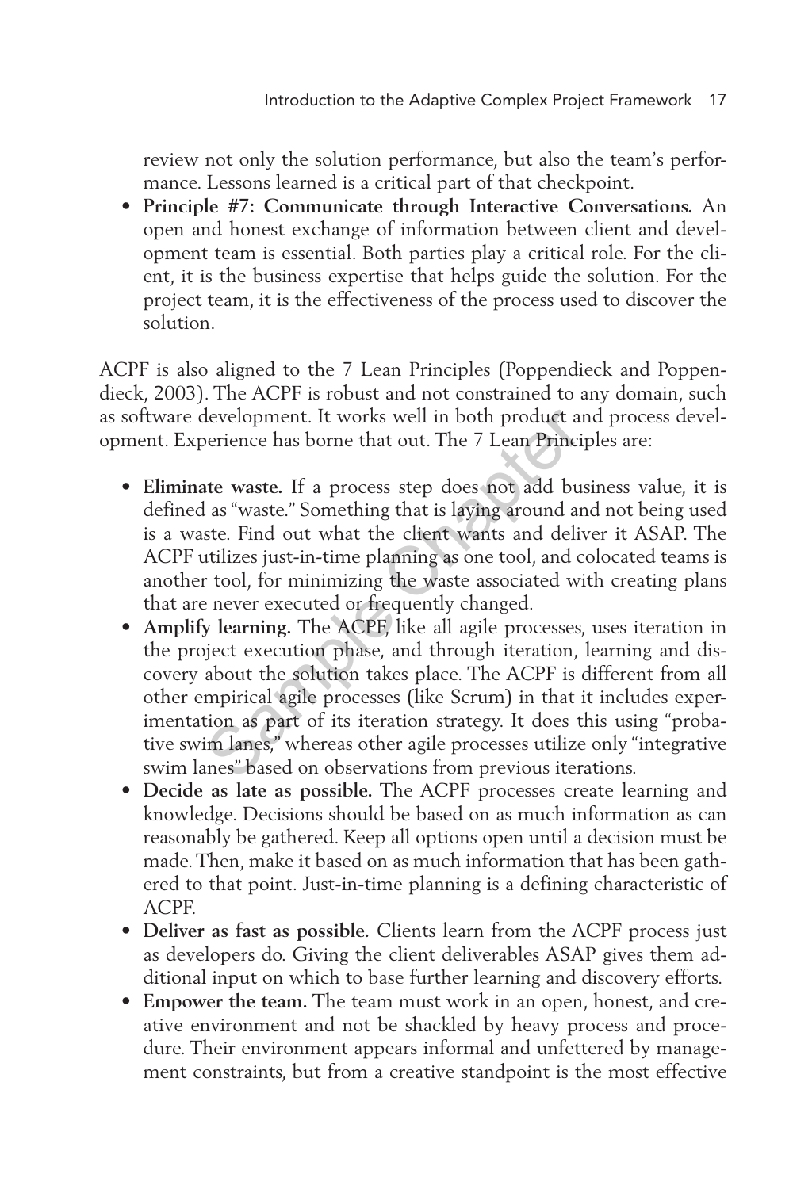review not only the solution performance, but also the team's performance. Lessons learned is a critical part of that checkpoint.

- **Principle #7: Communicate through Interactive Conversations.** An open and honest exchange of information between client and development team is essential. Both parties play a critical role. For the client, it is the business expertise that helps guide the solution. For the project team, it is the effectiveness of the process used to discover the solution.

ACPF is also aligned to the 7 Lean Principles (Poppendieck and Poppendieck, 2003). The ACPF is robust and not constrained to any domain, such as software development. It works well in both product and process development. Experience has borne that out. The 7 Lean Principles are:

- **Eliminate waste.** If a process step does not add business value, it is defined as "waste." Something that is laying around and not being used is a waste. Find out what the client wants and deliver it ASAP. The ACPF utilizes just-in-time planning as one tool, and colocated teams is another tool, for minimizing the waste associated with creating plans that are never executed or frequently changed.
- **Amplify learning.** The ACPF, like all agile processes, uses iteration in the project execution phase, and through iteration, learning and discovery about the solution takes place. The ACPF is different from all other empirical agile processes (like Scrum) in that it includes experimentation as part of its iteration strategy. It does this using "probative swim lanes," whereas other agile processes utilize only "integrative swim lanes" based on observations from previous iterations.
- **Decide as late as possible.** The ACPF processes create learning and knowledge. Decisions should be based on as much information as can reasonably be gathered. Keep all options open until a decision must be made. Then, make it based on as much information that has been gathered to that point. Just-in-time planning is a defining characteristic of ACPF.
- **Deliver as fast as possible.** Clients learn from the ACPF process just as developers do. Giving the client deliverables ASAP gives them additional input on which to base further learning and discovery efforts.
- **Empower the team.** The team must work in an open, honest, and creative environment and not be shackled by heavy process and procedure. Their environment appears informal and unfettered by management constraints, but from a creative standpoint is the most effective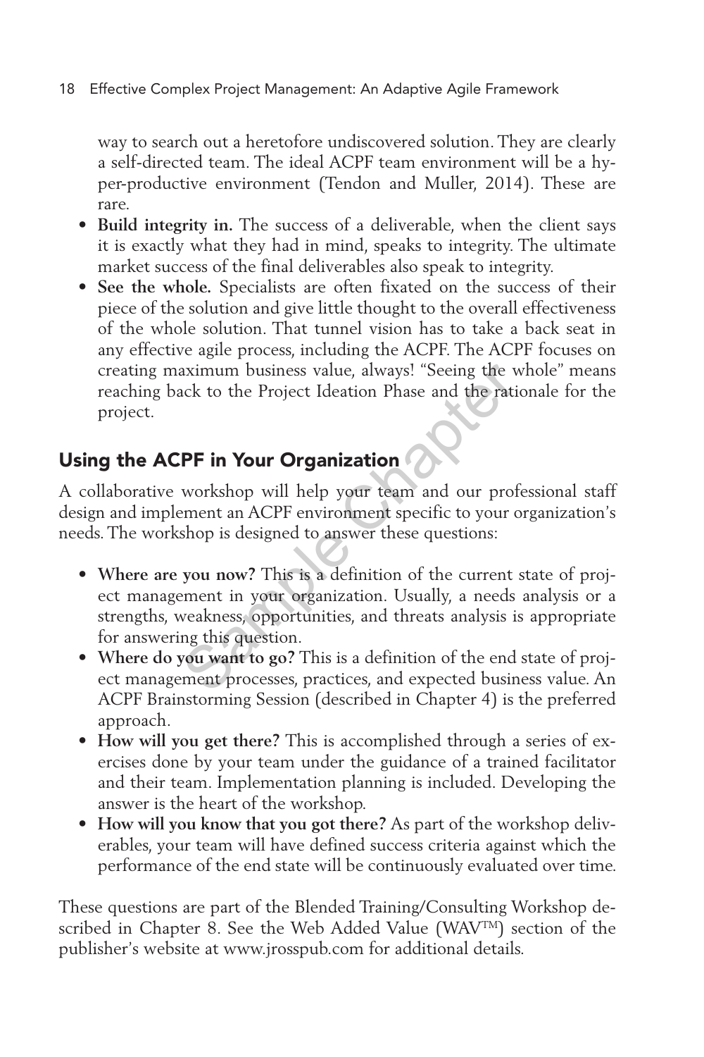way to search out a heretofore undiscovered solution. They are clearly a self-directed team. The ideal ACPF team environment will be a hyper-productive environment (Tendon and Muller, 2014). These are rare.

- **Build integrity in.** The success of a deliverable, when the client says it is exactly what they had in mind, speaks to integrity. The ultimate market success of the final deliverables also speak to integrity.
- **See the whole.** Specialists are often fixated on the success of their piece of the solution and give little thought to the overall effectiveness of the whole solution. That tunnel vision has to take a back seat in any effective agile process, including the ACPF. The ACPF focuses on creating maximum business value, always! "Seeing the whole" means reaching back to the Project Ideation Phase and the rationale for the project.

## Using the ACPF in Your Organization

A collaborative workshop will help your team and our professional staff design and implement an ACPF environment specific to your organization's needs. The workshop is designed to answer these questions:

- **Where are you now?** This is a definition of the current state of project management in your organization. Usually, a needs analysis or a strengths, weakness, opportunities, and threats analysis is appropriate for answering this question.
- **Where do you want to go?** This is a definition of the end state of project management processes, practices, and expected business value. An ACPF Brainstorming Session (described in Chapter 4) is the preferred approach.
- **How will you get there?** This is accomplished through a series of exercises done by your team under the guidance of a trained facilitator and their team. Implementation planning is included. Developing the answer is the heart of the workshop.
- **How will you know that you got there?** As part of the workshop deliverables, your team will have defined success criteria against which the performance of the end state will be continuously evaluated over time.

These questions are part of the Blended Training/Consulting Workshop described in Chapter 8. See the Web Added Value (WAV™) section of the publisher's website at www.jrosspub.com for additional details.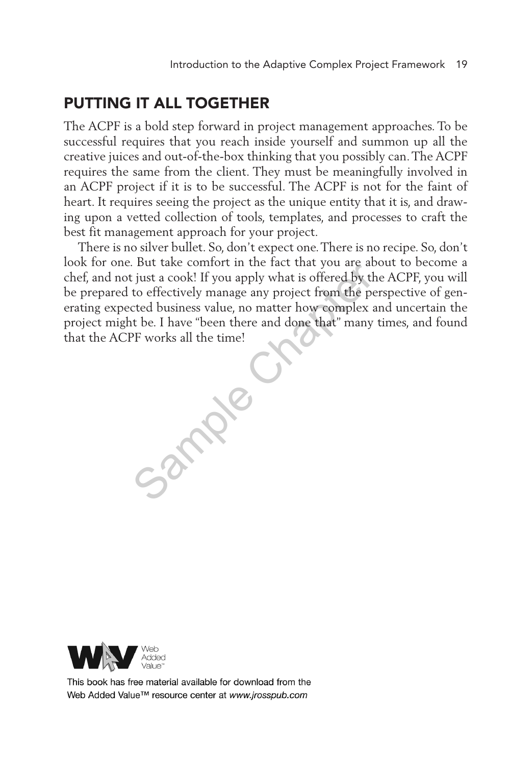## PUTTING IT ALL TOGETHER

The ACPF is a bold step forward in project management approaches. To be successful requires that you reach inside yourself and summon up all the creative juices and out-of-the-box thinking that you possibly can. The ACPF requires the same from the client. They must be meaningfully involved in an ACPF project if it is to be successful. The ACPF is not for the faint of heart. It requires seeing the project as the unique entity that it is, and drawing upon a vetted collection of tools, templates, and processes to craft the best fit management approach for your project.

There is no silver bullet. So, don't expect one. There is no recipe. So, don't look for one. But take comfort in the fact that you are about to become a chef, and not just a cook! If you apply what is offered by the ACPF, you will be prepared to effectively manage any project from the perspective of generating expected business value, no matter how complex and uncertain the project might be. I have "been there and done that" many times, and found that the ACPF works all the time!

Web Added Value™

This book has free material available for download from the Web Added Value™ resource center at *www.jrosspub.com*